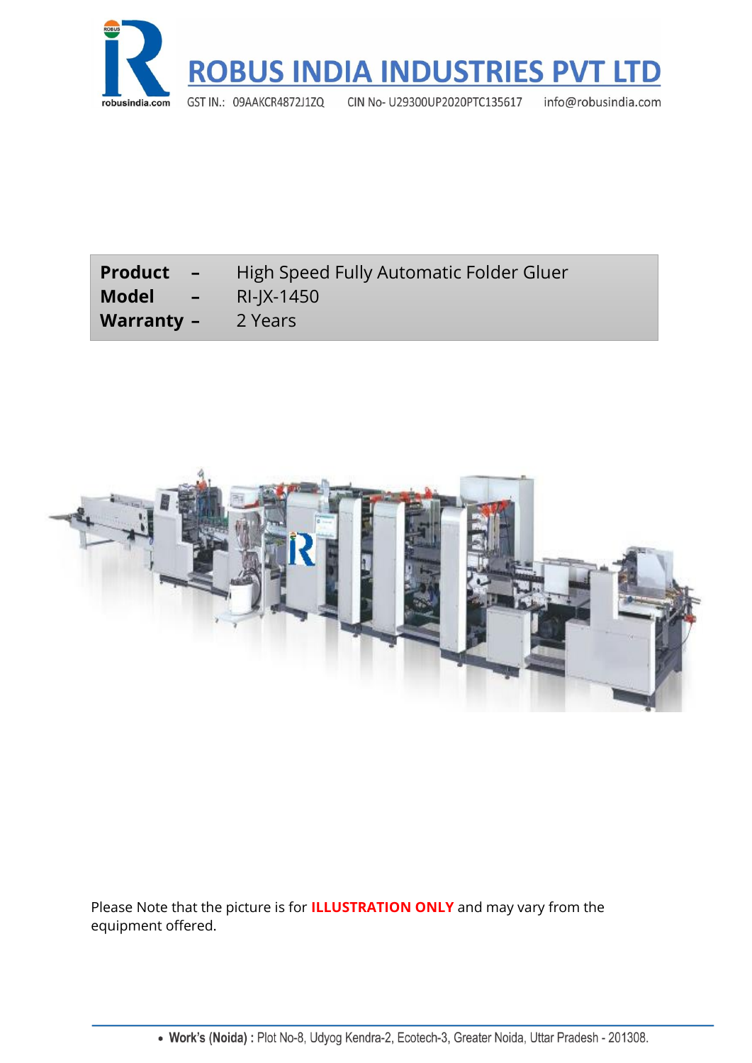# ROBUS INDIA INDUSTRIES PVT LTD

GST IN.: 09AAKCR4872J1ZQ CIN No- U29300UP2020PTC135617 info@robusindia.com

| | | |
|---|---|---|
| **Product** | **–** | High Speed Fully Automatic Folder Gluer |
| **Model** | **–** | RI-JX-1450 |
| **Warranty** | **–** | 2 Years |

Please Note that the picture is for **ILLUSTRATION ONLY** and may vary from the equipment offered.

- **Work's (Noida) :** Plot No-8, Udyog Kendra-2, Ecotech-3, Greater Noida, Uttar Pradesh - 201308.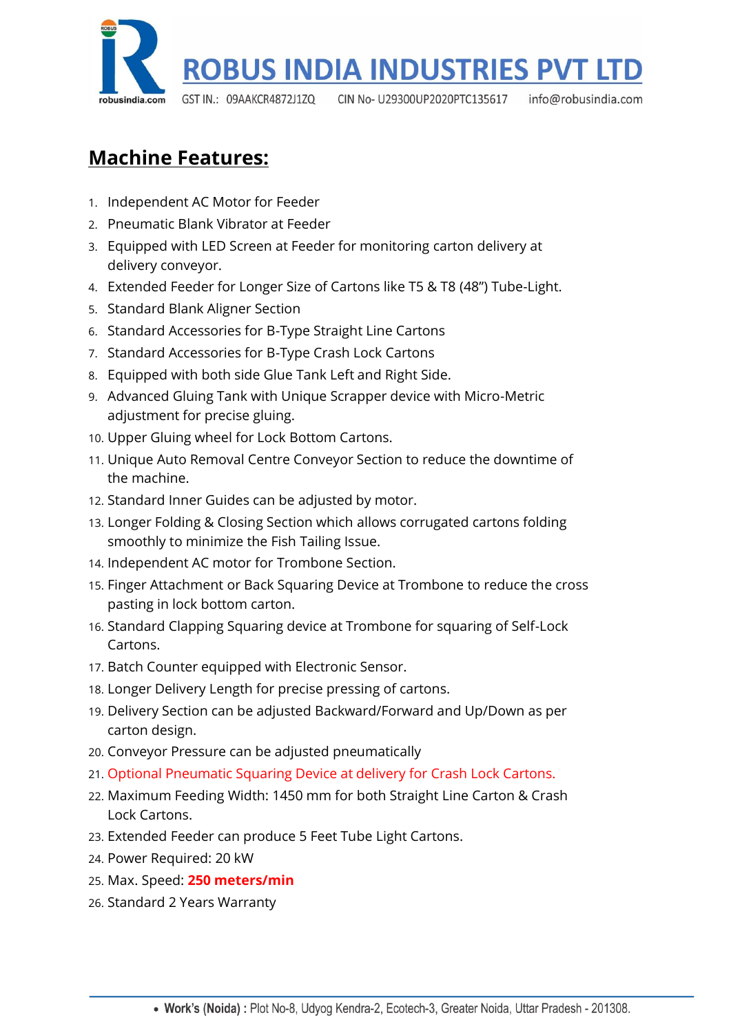## Machine Features:

1. Independent AC Motor for Feeder
2. Pneumatic Blank Vibrator at Feeder
3. Equipped with LED Screen at Feeder for monitoring carton delivery at delivery conveyor.
4. Extended Feeder for Longer Size of Cartons like T5 & T8 (48") Tube-Light.
5. Standard Blank Aligner Section
6. Standard Accessories for B-Type Straight Line Cartons
7. Standard Accessories for B-Type Crash Lock Cartons
8. Equipped with both side Glue Tank Left and Right Side.
9. Advanced Gluing Tank with Unique Scrapper device with Micro-Metric adjustment for precise gluing.
10. Upper Gluing wheel for Lock Bottom Cartons.
11. Unique Auto Removal Centre Conveyor Section to reduce the downtime of the machine.
12. Standard Inner Guides can be adjusted by motor.
13. Longer Folding & Closing Section which allows corrugated cartons folding smoothly to minimize the Fish Tailing Issue.
14. Independent AC motor for Trombone Section.
15. Finger Attachment or Back Squaring Device at Trombone to reduce the cross pasting in lock bottom carton.
16. Standard Clapping Squaring device at Trombone for squaring of Self-Lock Cartons.
17. Batch Counter equipped with Electronic Sensor.
18. Longer Delivery Length for precise pressing of cartons.
19. Delivery Section can be adjusted Backward/Forward and Up/Down as per carton design.
20. Conveyor Pressure can be adjusted pneumatically
21. Optional Pneumatic Squaring Device at delivery for Crash Lock Cartons.
22. Maximum Feeding Width: 1450 mm for both Straight Line Carton & Crash Lock Cartons.
23. Extended Feeder can produce 5 Feet Tube Light Cartons.
24. Power Required: 20 kW
25. Max. Speed: **250 meters/min**
26. Standard 2 Years Warranty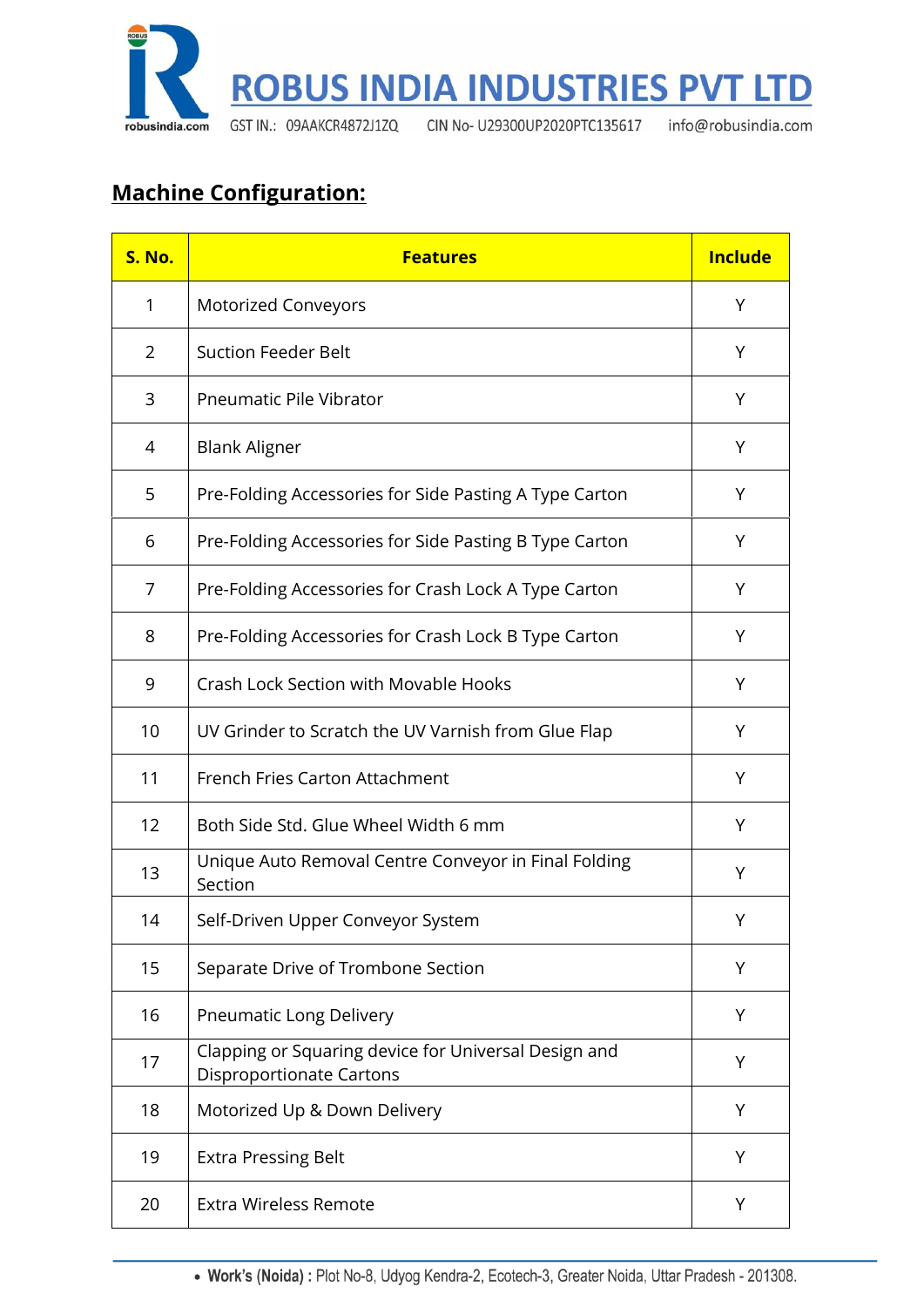## Machine Configuration:

| S. No. | Features | Include |
|---|---|---|
| 1 | Motorized Conveyors | Y |
| 2 | Suction Feeder Belt | Y |
| 3 | Pneumatic Pile Vibrator | Y |
| 4 | Blank Aligner | Y |
| 5 | Pre-Folding Accessories for Side Pasting A Type Carton | Y |
| 6 | Pre-Folding Accessories for Side Pasting B Type Carton | Y |
| 7 | Pre-Folding Accessories for Crash Lock A Type Carton | Y |
| 8 | Pre-Folding Accessories for Crash Lock B Type Carton | Y |
| 9 | Crash Lock Section with Movable Hooks | Y |
| 10 | UV Grinder to Scratch the UV Varnish from Glue Flap | Y |
| 11 | French Fries Carton Attachment | Y |
| 12 | Both Side Std. Glue Wheel Width 6 mm | Y |
| 13 | Unique Auto Removal Centre Conveyor in Final Folding Section | Y |
| 14 | Self-Driven Upper Conveyor System | Y |
| 15 | Separate Drive of Trombone Section | Y |
| 16 | Pneumatic Long Delivery | Y |
| 17 | Clapping or Squaring device for Universal Design and Disproportionate Cartons | Y |
| 18 | Motorized Up & Down Delivery | Y |
| 19 | Extra Pressing Belt | Y |
| 20 | Extra Wireless Remote | Y |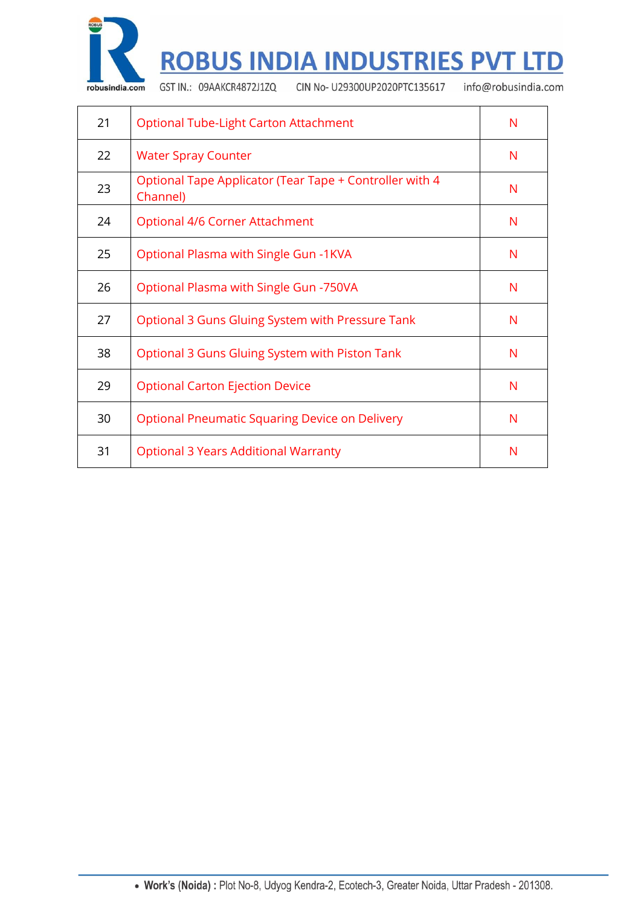| | | |
|---|---|---|
| 21 | Optional Tube-Light Carton Attachment | N |
| 22 | Water Spray Counter | N |
| 23 | Optional Tape Applicator (Tear Tape + Controller with 4 Channel) | N |
| 24 | Optional 4/6 Corner Attachment | N |
| 25 | Optional Plasma with Single Gun -1KVA | N |
| 26 | Optional Plasma with Single Gun -750VA | N |
| 27 | Optional 3 Guns Gluing System with Pressure Tank | N |
| 38 | Optional 3 Guns Gluing System with Piston Tank | N |
| 29 | Optional Carton Ejection Device | N |
| 30 | Optional Pneumatic Squaring Device on Delivery | N |
| 31 | Optional 3 Years Additional Warranty | N |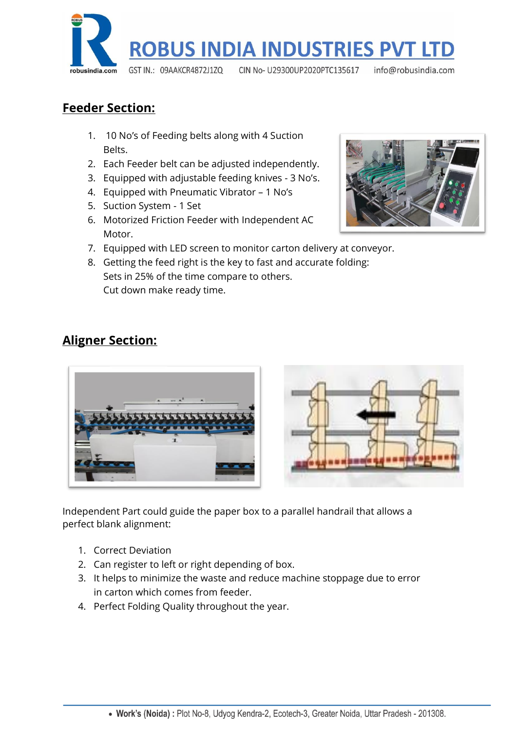## Feeder Section:

1. 10 No's of Feeding belts along with 4 Suction Belts.
2. Each Feeder belt can be adjusted independently.
3. Equipped with adjustable feeding knives - 3 No's.
4. Equipped with Pneumatic Vibrator – 1 No's
5. Suction System - 1 Set
6. Motorized Friction Feeder with Independent AC Motor.
7. Equipped with LED screen to monitor carton delivery at conveyor.
8. Getting the feed right is the key to fast and accurate folding:
   Sets in 25% of the time compare to others.
   Cut down make ready time.

## Aligner Section:

Independent Part could guide the paper box to a parallel handrail that allows a perfect blank alignment:

1. Correct Deviation
2. Can register to left or right depending of box.
3. It helps to minimize the waste and reduce machine stoppage due to error in carton which comes from feeder.
4. Perfect Folding Quality throughout the year.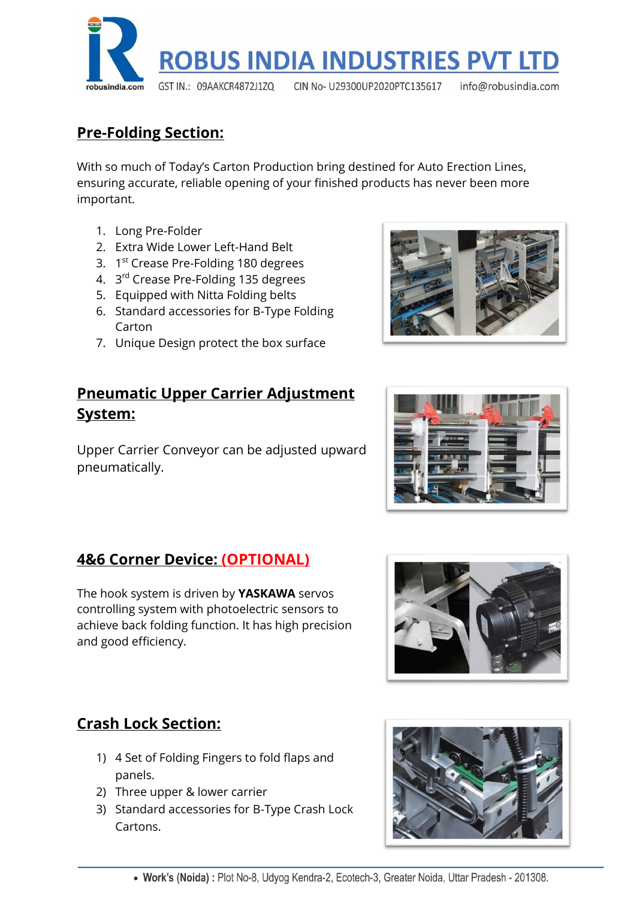## Pre-Folding Section:

With so much of Today's Carton Production bring destined for Auto Erection Lines, ensuring accurate, reliable opening of your finished products has never been more important.

1. Long Pre-Folder
2. Extra Wide Lower Left-Hand Belt
3. 1st Crease Pre-Folding 180 degrees
4. 3rd Crease Pre-Folding 135 degrees
5. Equipped with Nitta Folding belts
6. Standard accessories for B-Type Folding Carton
7. Unique Design protect the box surface

## Pneumatic Upper Carrier Adjustment System:

Upper Carrier Conveyor can be adjusted upward pneumatically.

## 4&6 Corner Device: (OPTIONAL)

The hook system is driven by **YASKAWA** servos controlling system with photoelectric sensors to achieve back folding function. It has high precision and good efficiency.

## Crash Lock Section:

1) 4 Set of Folding Fingers to fold flaps and panels.
2) Three upper & lower carrier
3) Standard accessories for B-Type Crash Lock Cartons.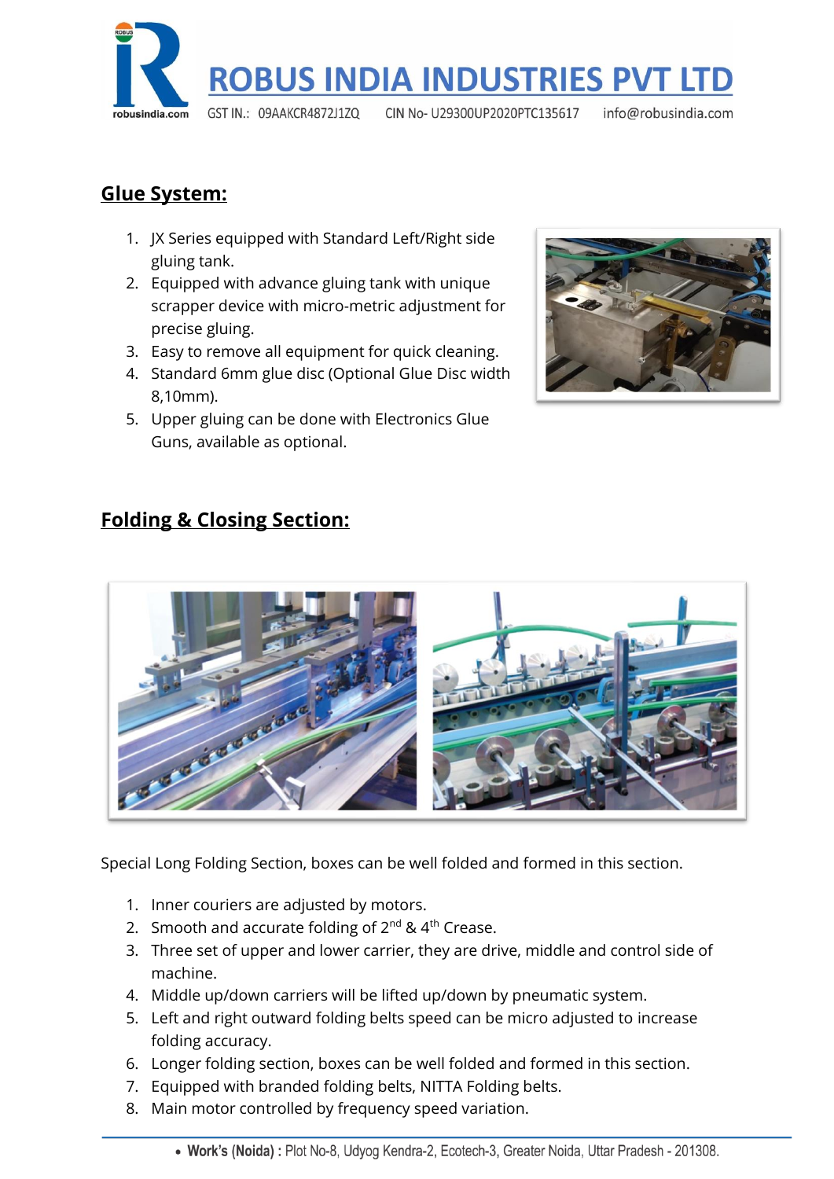## Glue System:

1. JX Series equipped with Standard Left/Right side gluing tank.
2. Equipped with advance gluing tank with unique scrapper device with micro-metric adjustment for precise gluing.
3. Easy to remove all equipment for quick cleaning.
4. Standard 6mm glue disc (Optional Glue Disc width 8,10mm).
5. Upper gluing can be done with Electronics Glue Guns, available as optional.

## Folding & Closing Section:

Special Long Folding Section, boxes can be well folded and formed in this section.

1. Inner couriers are adjusted by motors.
2. Smooth and accurate folding of 2nd & 4th Crease.
3. Three set of upper and lower carrier, they are drive, middle and control side of machine.
4. Middle up/down carriers will be lifted up/down by pneumatic system.
5. Left and right outward folding belts speed can be micro adjusted to increase folding accuracy.
6. Longer folding section, boxes can be well folded and formed in this section.
7. Equipped with branded folding belts, NITTA Folding belts.
8. Main motor controlled by frequency speed variation.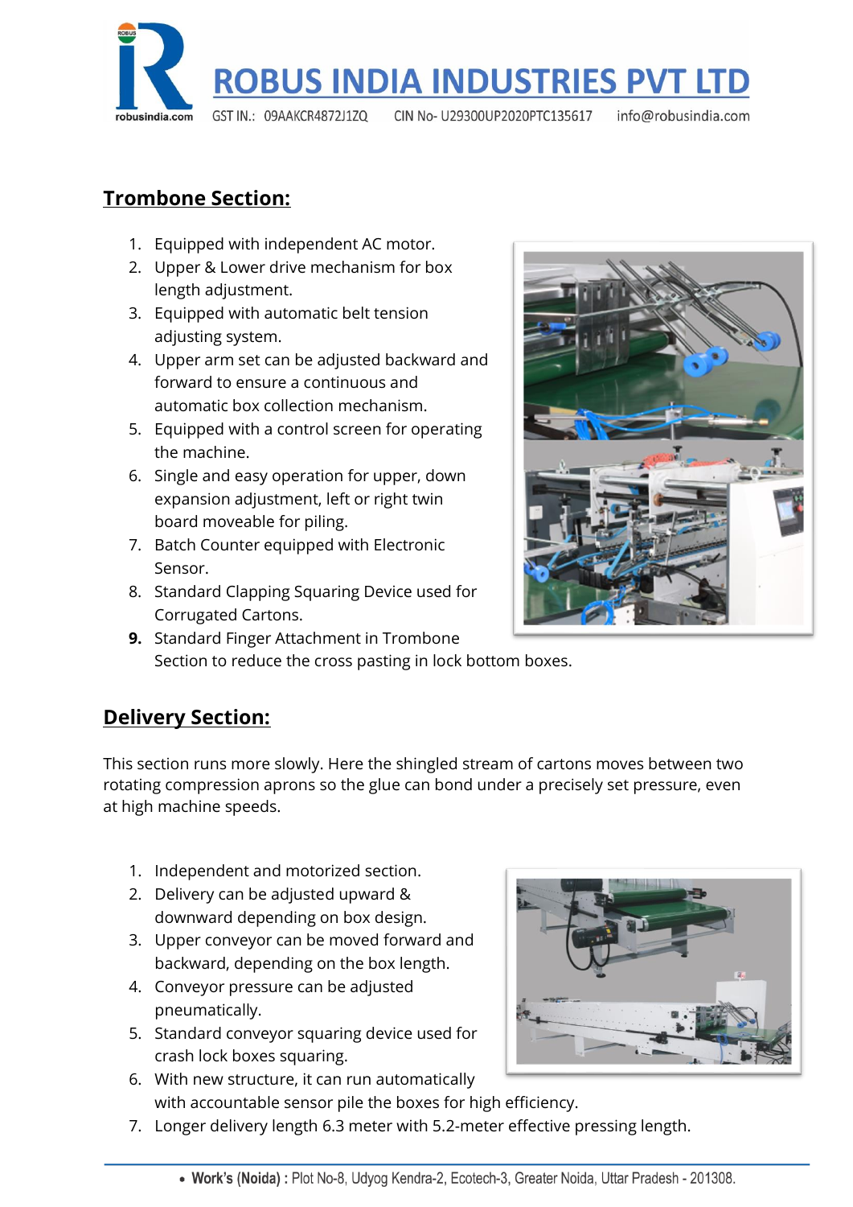## Trombone Section:

1. Equipped with independent AC motor.
2. Upper & Lower drive mechanism for box length adjustment.
3. Equipped with automatic belt tension adjusting system.
4. Upper arm set can be adjusted backward and forward to ensure a continuous and automatic box collection mechanism.
5. Equipped with a control screen for operating the machine.
6. Single and easy operation for upper, down expansion adjustment, left or right twin board moveable for piling.
7. Batch Counter equipped with Electronic Sensor.
8. Standard Clapping Squaring Device used for Corrugated Cartons.
9. Standard Finger Attachment in Trombone Section to reduce the cross pasting in lock bottom boxes.

## Delivery Section:

This section runs more slowly. Here the shingled stream of cartons moves between two rotating compression aprons so the glue can bond under a precisely set pressure, even at high machine speeds.

1. Independent and motorized section.
2. Delivery can be adjusted upward & downward depending on box design.
3. Upper conveyor can be moved forward and backward, depending on the box length.
4. Conveyor pressure can be adjusted pneumatically.
5. Standard conveyor squaring device used for crash lock boxes squaring.
6. With new structure, it can run automatically with accountable sensor pile the boxes for high efficiency.
7. Longer delivery length 6.3 meter with 5.2-meter effective pressing length.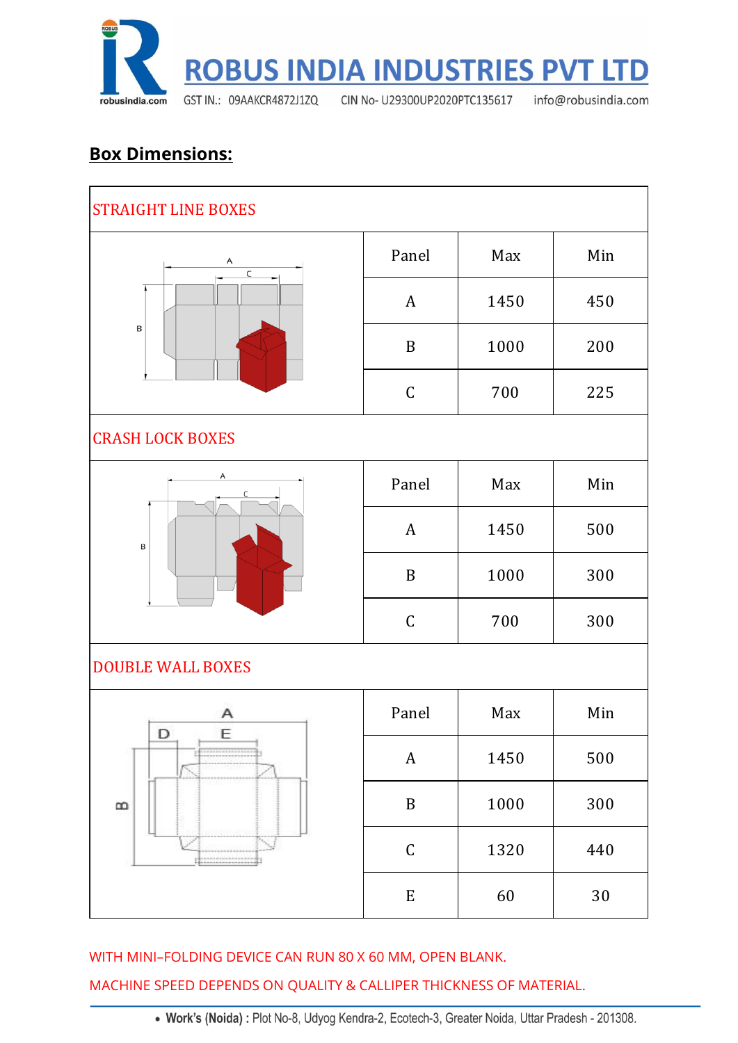## Box Dimensions:

**STRAIGHT LINE BOXES**

| Panel | Max | Min |
|---|---|---|
| A | 1450 | 450 |
| B | 1000 | 200 |
| C | 700 | 225 |

**CRASH LOCK BOXES**

| Panel | Max | Min |
|---|---|---|
| A | 1450 | 500 |
| B | 1000 | 300 |
| C | 700 | 300 |

**DOUBLE WALL BOXES**

| Panel | Max | Min |
|---|---|---|
| A | 1450 | 500 |
| B | 1000 | 300 |
| C | 1320 | 440 |
| E | 60 | 30 |

WITH MINI–FOLDING DEVICE CAN RUN 80 X 60 MM, OPEN BLANK.

MACHINE SPEED DEPENDS ON QUALITY & CALLIPER THICKNESS OF MATERIAL.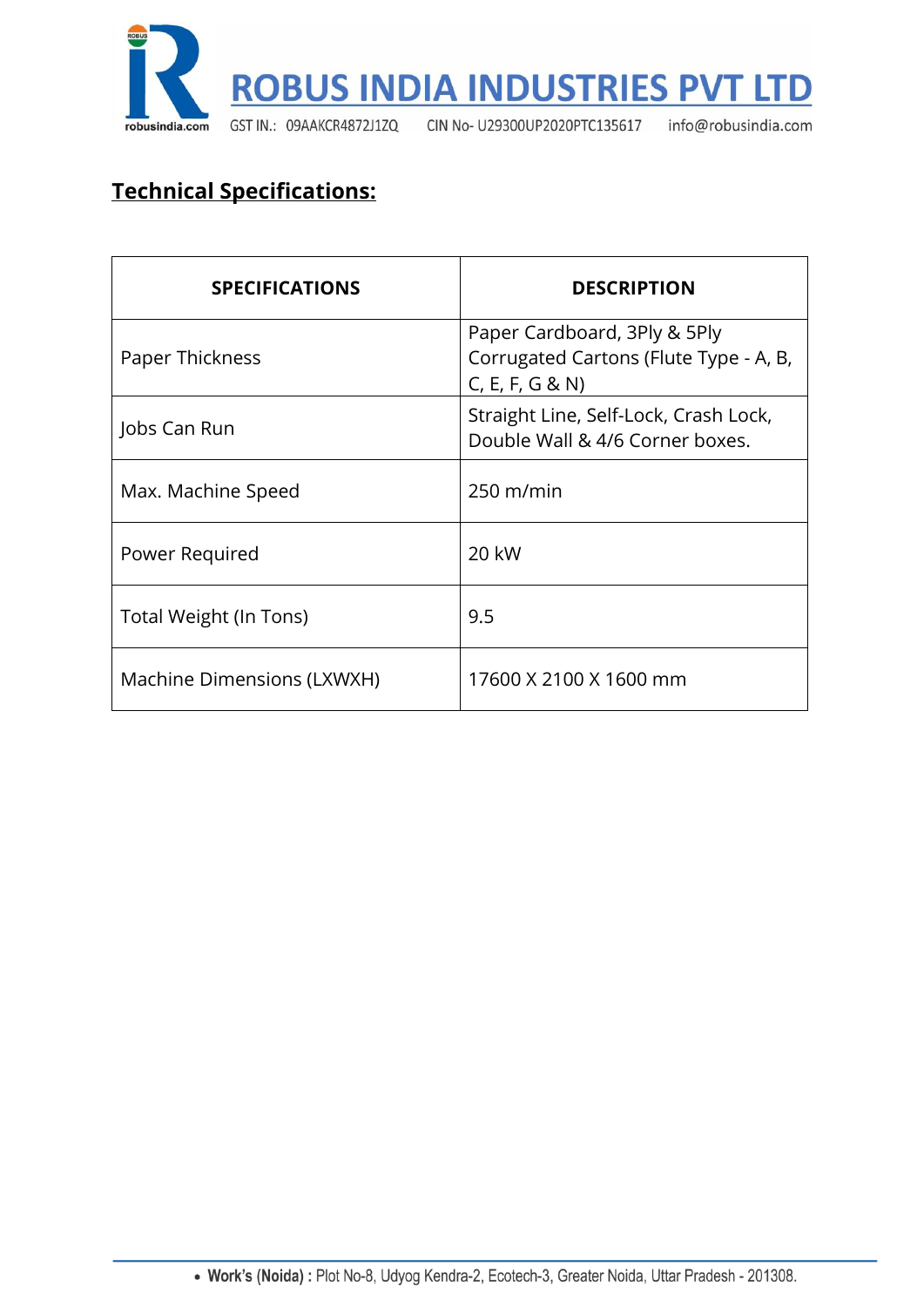## Technical Specifications:

| SPECIFICATIONS | DESCRIPTION |
|---|---|
| Paper Thickness | Paper Cardboard, 3Ply & 5Ply Corrugated Cartons (Flute Type - A, B, C, E, F, G & N) |
| Jobs Can Run | Straight Line, Self-Lock, Crash Lock, Double Wall & 4/6 Corner boxes. |
| Max. Machine Speed | 250 m/min |
| Power Required | 20 kW |
| Total Weight (In Tons) | 9.5 |
| Machine Dimensions (LXWXH) | 17600 X 2100 X 1600 mm |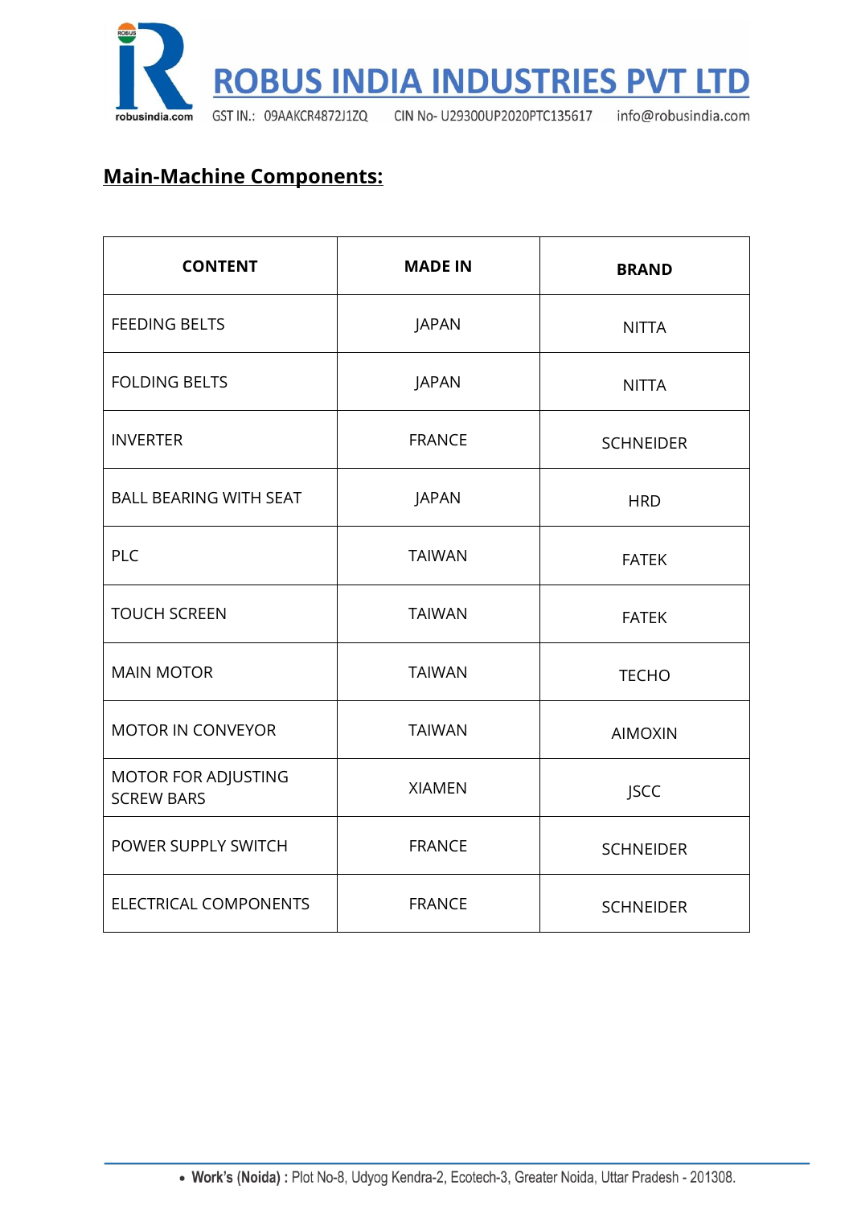## Main-Machine Components:

| CONTENT | MADE IN | BRAND |
|---|---|---|
| FEEDING BELTS | JAPAN | NITTA |
| FOLDING BELTS | JAPAN | NITTA |
| INVERTER | FRANCE | SCHNEIDER |
| BALL BEARING WITH SEAT | JAPAN | HRD |
| PLC | TAIWAN | FATEK |
| TOUCH SCREEN | TAIWAN | FATEK |
| MAIN MOTOR | TAIWAN | TECHO |
| MOTOR IN CONVEYOR | TAIWAN | AIMOXIN |
| MOTOR FOR ADJUSTING SCREW BARS | XIAMEN | JSCC |
| POWER SUPPLY SWITCH | FRANCE | SCHNEIDER |
| ELECTRICAL COMPONENTS | FRANCE | SCHNEIDER |